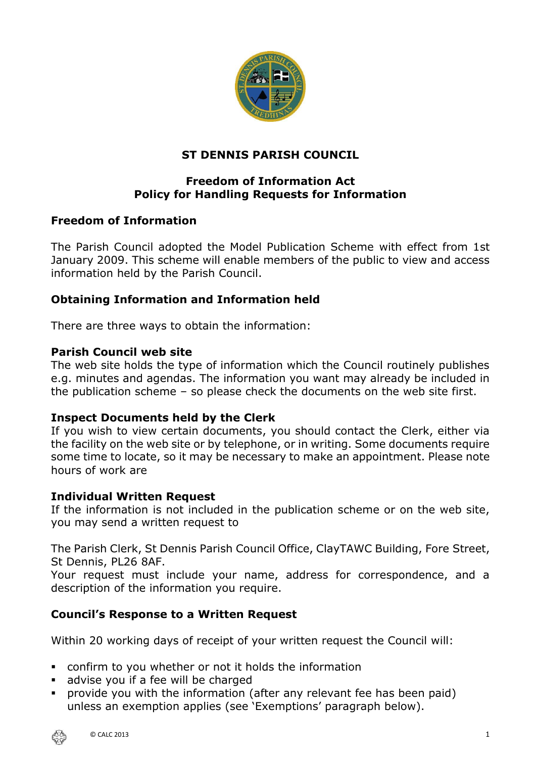# ST DENNIS PARISH COUNCIL

## Freedom of Information Act
## Policy for Handling Requests for Information

### Freedom of Information

The Parish Council adopted the Model Publication Scheme with effect from 1st January 2009. This scheme will enable members of the public to view and access information held by the Parish Council.

### Obtaining Information and Information held

There are three ways to obtain the information:

**Parish Council web site**
The web site holds the type of information which the Council routinely publishes e.g. minutes and agendas. The information you want may already be included in the publication scheme – so please check the documents on the web site first.

**Inspect Documents held by the Clerk**
If you wish to view certain documents, you should contact the Clerk, either via the facility on the web site or by telephone, or in writing. Some documents require some time to locate, so it may be necessary to make an appointment. Please note hours of work are

**Individual Written Request**
If the information is not included in the publication scheme or on the web site, you may send a written request to

The Parish Clerk, St Dennis Parish Council Office, ClayTAWC Building, Fore Street, St Dennis, PL26 8AF.
Your request must include your name, address for correspondence, and a description of the information you require.

### Council's Response to a Written Request

Within 20 working days of receipt of your written request the Council will:

- confirm to you whether or not it holds the information
- advise you if a fee will be charged
- provide you with the information (after any relevant fee has been paid) unless an exemption applies (see 'Exemptions' paragraph below).

© CALC 2013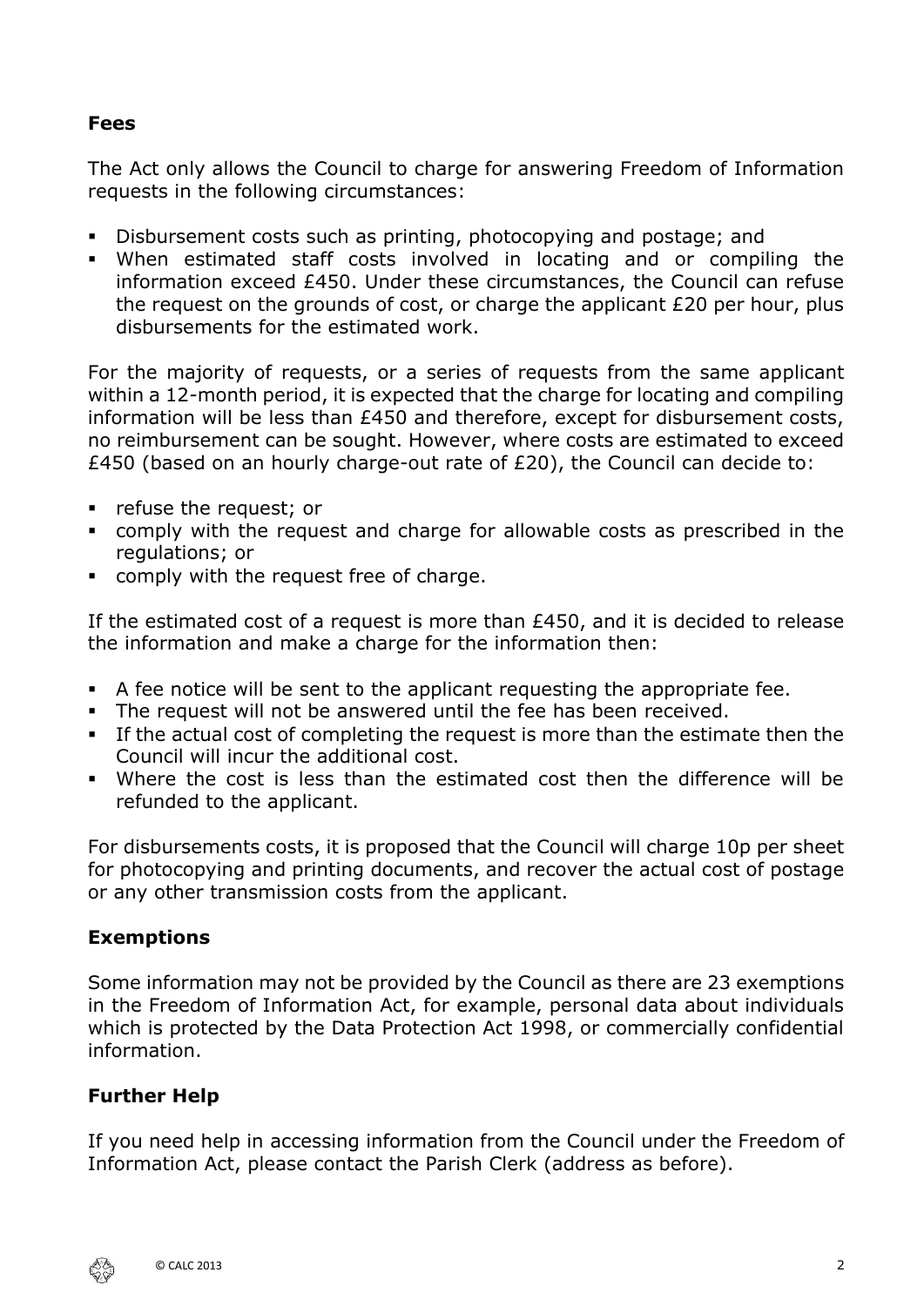## Fees

The Act only allows the Council to charge for answering Freedom of Information requests in the following circumstances:

- Disbursement costs such as printing, photocopying and postage; and
- When estimated staff costs involved in locating and or compiling the information exceed £450. Under these circumstances, the Council can refuse the request on the grounds of cost, or charge the applicant £20 per hour, plus disbursements for the estimated work.

For the majority of requests, or a series of requests from the same applicant within a 12-month period, it is expected that the charge for locating and compiling information will be less than £450 and therefore, except for disbursement costs, no reimbursement can be sought. However, where costs are estimated to exceed £450 (based on an hourly charge-out rate of £20), the Council can decide to:

- refuse the request; or
- comply with the request and charge for allowable costs as prescribed in the regulations; or
- comply with the request free of charge.

If the estimated cost of a request is more than £450, and it is decided to release the information and make a charge for the information then:

- A fee notice will be sent to the applicant requesting the appropriate fee.
- The request will not be answered until the fee has been received.
- If the actual cost of completing the request is more than the estimate then the Council will incur the additional cost.
- Where the cost is less than the estimated cost then the difference will be refunded to the applicant.

For disbursements costs, it is proposed that the Council will charge 10p per sheet for photocopying and printing documents, and recover the actual cost of postage or any other transmission costs from the applicant.

## Exemptions

Some information may not be provided by the Council as there are 23 exemptions in the Freedom of Information Act, for example, personal data about individuals which is protected by the Data Protection Act 1998, or commercially confidential information.

## Further Help

If you need help in accessing information from the Council under the Freedom of Information Act, please contact the Parish Clerk (address as before).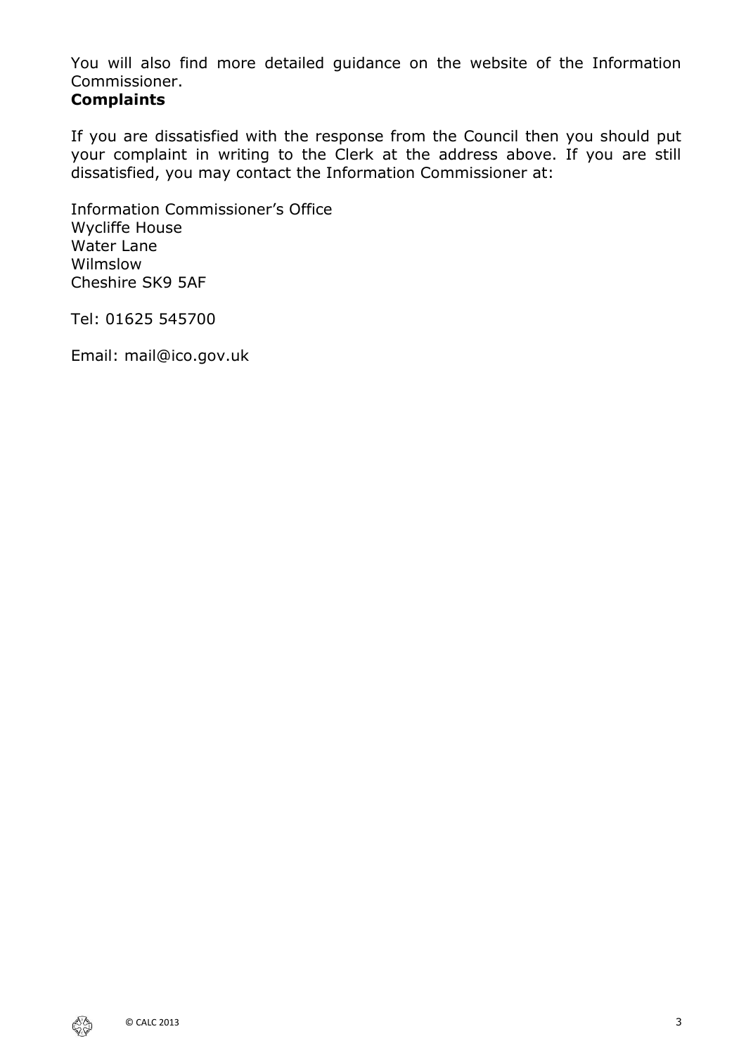You will also find more detailed guidance on the website of the Information Commissioner.

## Complaints

If you are dissatisfied with the response from the Council then you should put your complaint in writing to the Clerk at the address above. If you are still dissatisfied, you may contact the Information Commissioner at:

Information Commissioner's Office
Wycliffe House
Water Lane
Wilmslow
Cheshire SK9 5AF

Tel: 01625 545700

Email: mail@ico.gov.uk